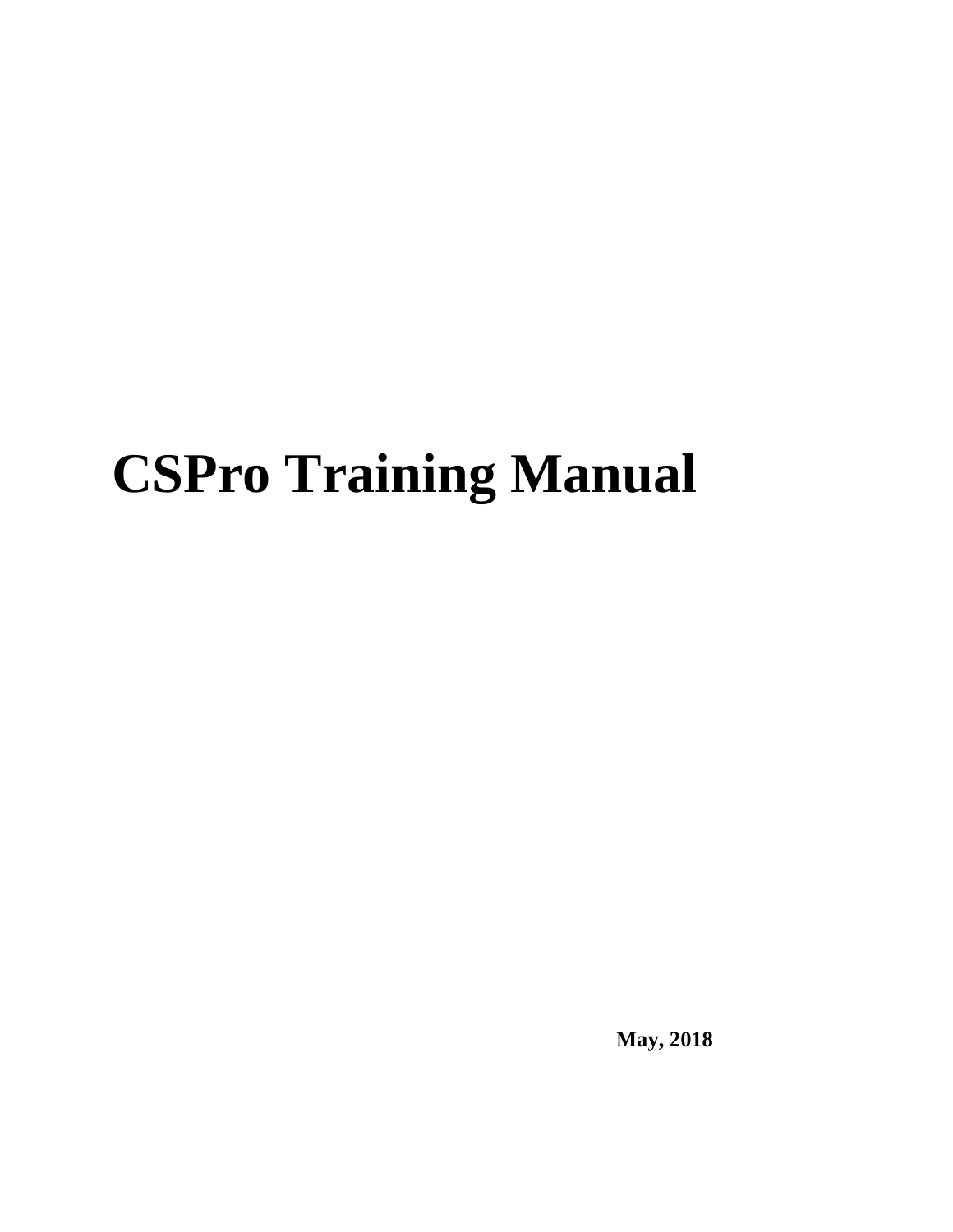# CSPro Training Manual

**May, 2018**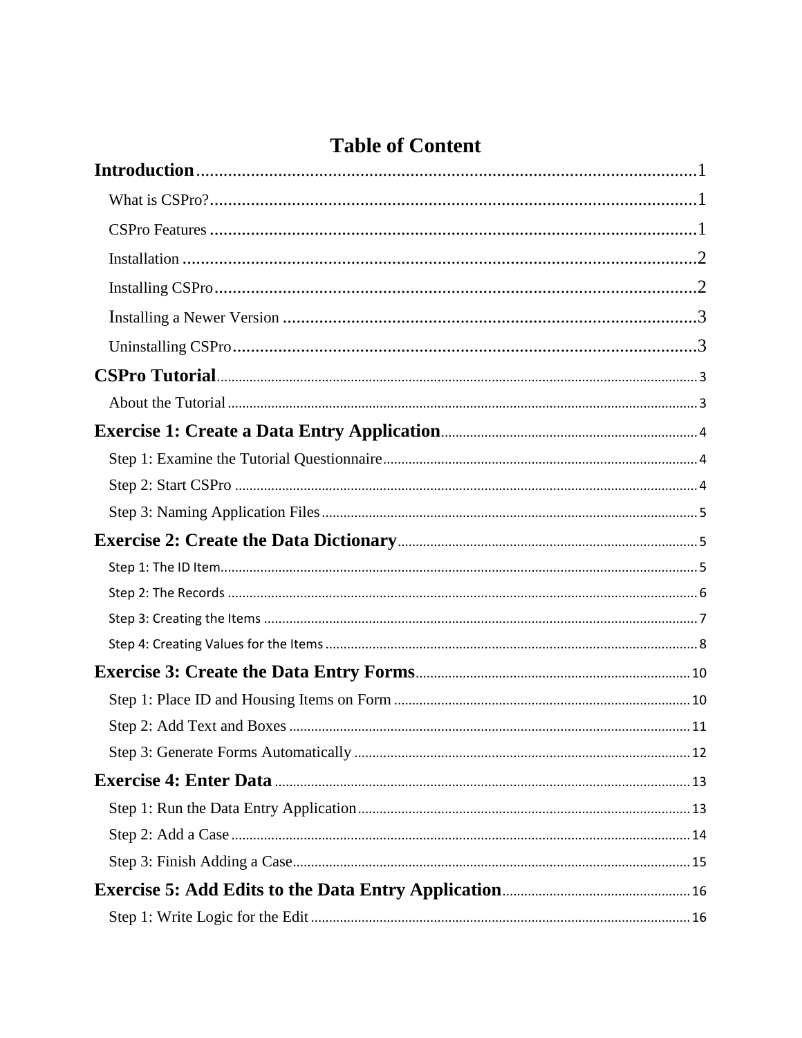# Table of Content

**Introduction** .......... 1

What is CSPro? .......... 1

CSPro Features .......... 1

Installation .......... 2

Installing CSPro .......... 2

Installing a Newer Version .......... 3

Uninstalling CSPro .......... 3

**CSPro Tutorial** .......... 3

About the Tutorial .......... 3

**Exercise 1: Create a Data Entry Application** .......... 4

Step 1: Examine the Tutorial Questionnaire .......... 4

Step 2: Start CSPro .......... 4

Step 3: Naming Application Files .......... 5

**Exercise 2: Create the Data Dictionary** .......... 5

Step 1: The ID Item .......... 5

Step 2: The Records .......... 6

Step 3: Creating the Items .......... 7

Step 4: Creating Values for the Items .......... 8

**Exercise 3: Create the Data Entry Forms** .......... 10

Step 1: Place ID and Housing Items on Form .......... 10

Step 2: Add Text and Boxes .......... 11

Step 3: Generate Forms Automatically .......... 12

**Exercise 4: Enter Data** .......... 13

Step 1: Run the Data Entry Application .......... 13

Step 2: Add a Case .......... 14

Step 3: Finish Adding a Case .......... 15

**Exercise 5: Add Edits to the Data Entry Application** .......... 16

Step 1: Write Logic for the Edit .......... 16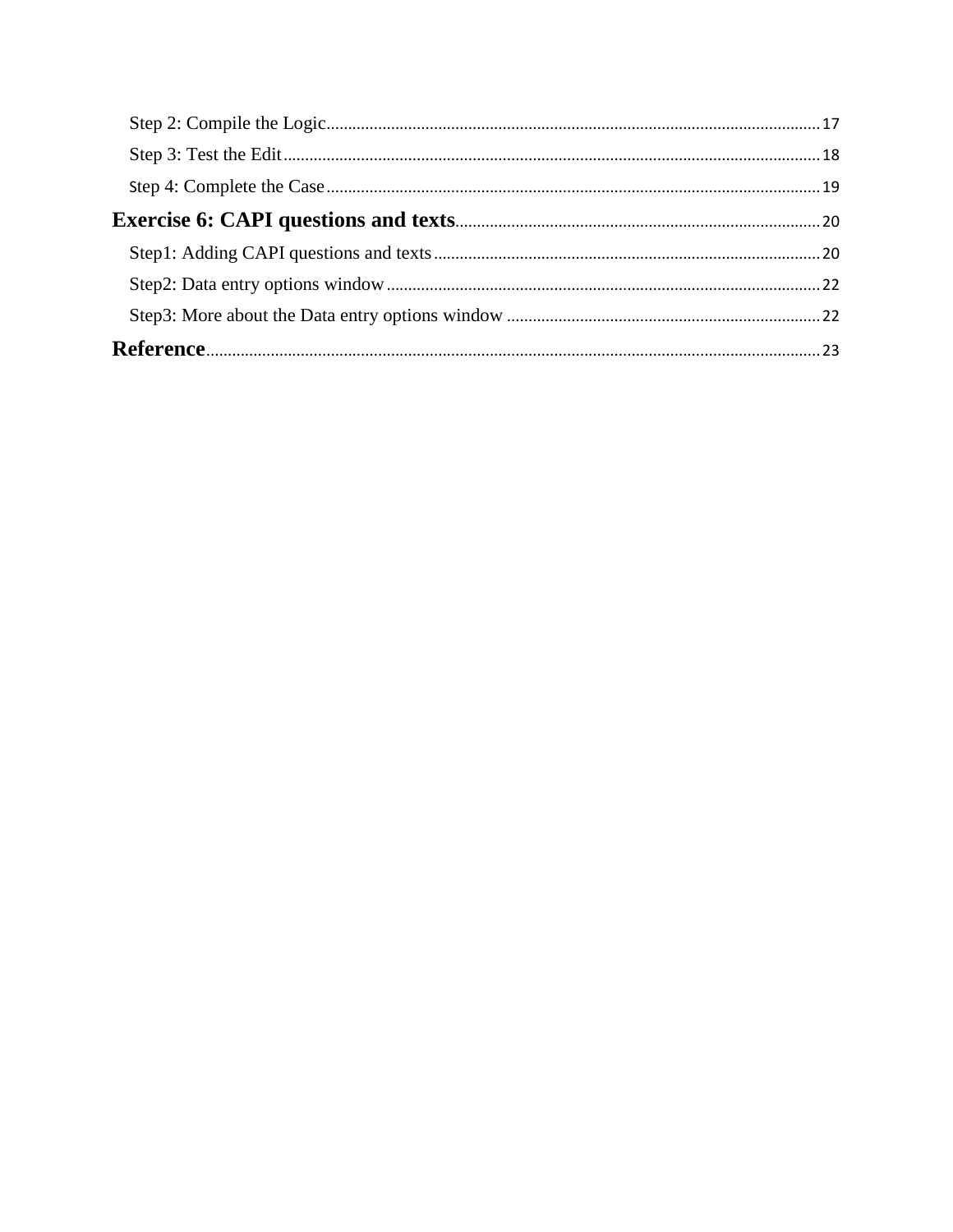Step 2: Compile the Logic.................................................................................................................. 17

Step 3: Test the Edit............................................................................................................................ 18

Step 4: Complete the Case.................................................................................................................. 19

**Exercise 6: CAPI questions and texts**.................................................................................... 20

Step1: Adding CAPI questions and texts......................................................................................... 20

Step2: Data entry options window.................................................................................................... 22

Step3: More about the Data entry options window ......................................................................... 22

**Reference**.............................................................................................................................. 23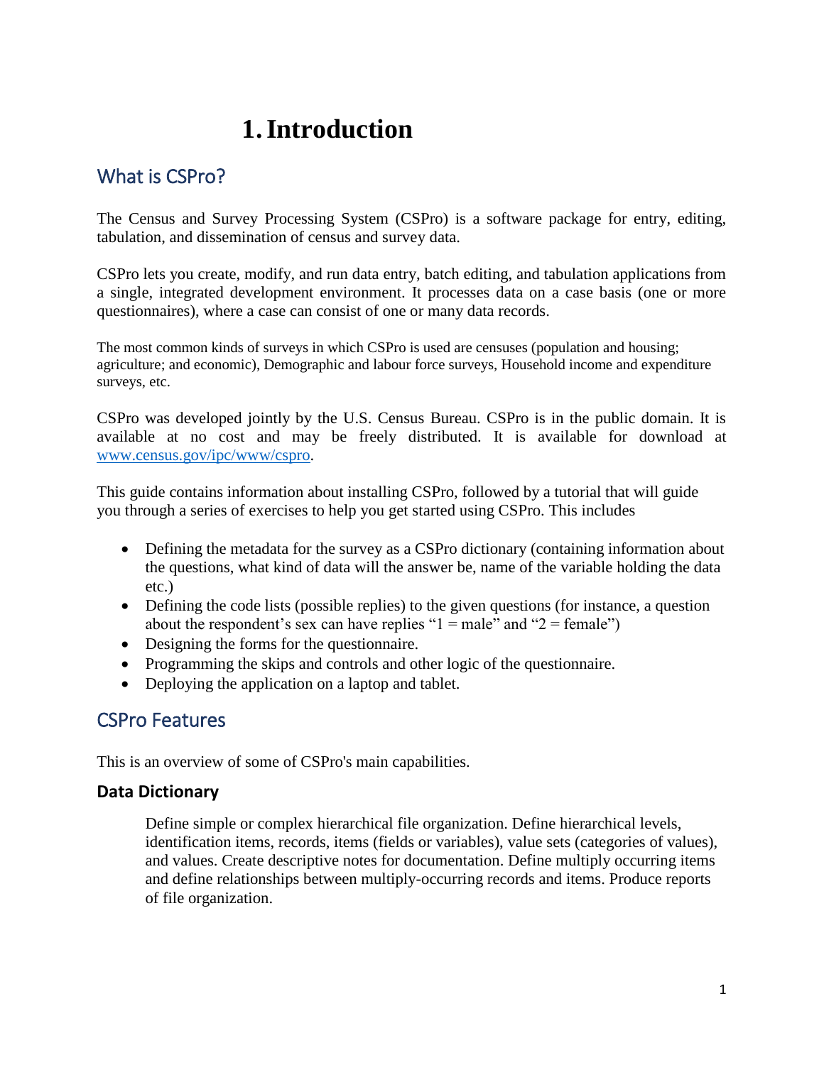# 1. Introduction

## What is CSPro?

The Census and Survey Processing System (CSPro) is a software package for entry, editing, tabulation, and dissemination of census and survey data.

CSPro lets you create, modify, and run data entry, batch editing, and tabulation applications from a single, integrated development environment. It processes data on a case basis (one or more questionnaires), where a case can consist of one or many data records.

The most common kinds of surveys in which CSPro is used are censuses (population and housing; agriculture; and economic), Demographic and labour force surveys, Household income and expenditure surveys, etc.

CSPro was developed jointly by the U.S. Census Bureau. CSPro is in the public domain. It is available at no cost and may be freely distributed. It is available for download at [www.census.gov/ipc/www/cspro](www.census.gov/ipc/www/cspro).

This guide contains information about installing CSPro, followed by a tutorial that will guide you through a series of exercises to help you get started using CSPro. This includes

- Defining the metadata for the survey as a CSPro dictionary (containing information about the questions, what kind of data will the answer be, name of the variable holding the data etc.)
- Defining the code lists (possible replies) to the given questions (for instance, a question about the respondent's sex can have replies "1 = male" and "2 = female")
- Designing the forms for the questionnaire.
- Programming the skips and controls and other logic of the questionnaire.
- Deploying the application on a laptop and tablet.

## CSPro Features

This is an overview of some of CSPro's main capabilities.

### Data Dictionary

Define simple or complex hierarchical file organization. Define hierarchical levels, identification items, records, items (fields or variables), value sets (categories of values), and values. Create descriptive notes for documentation. Define multiply occurring items and define relationships between multiply-occurring records and items. Produce reports of file organization.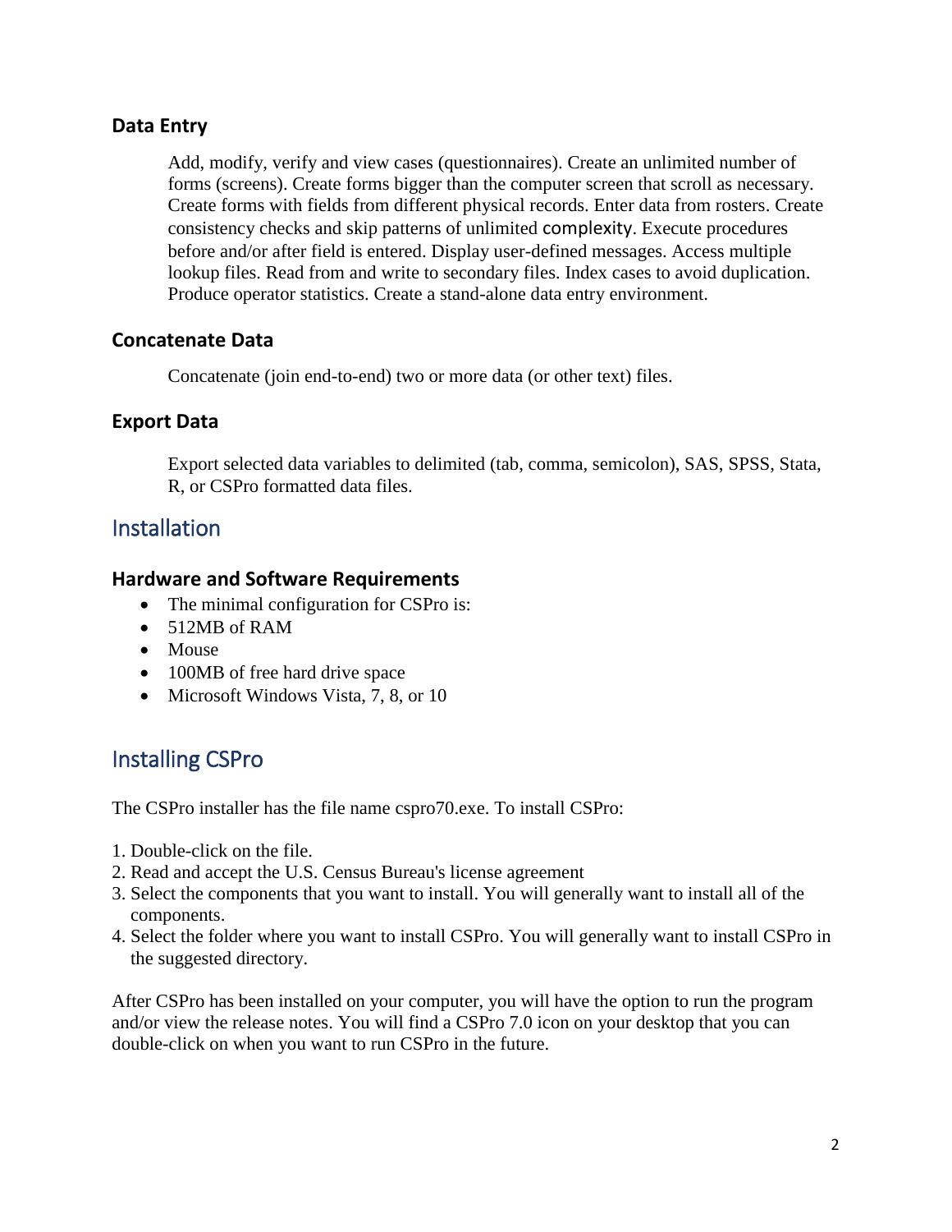### Data Entry

Add, modify, verify and view cases (questionnaires). Create an unlimited number of forms (screens). Create forms bigger than the computer screen that scroll as necessary. Create forms with fields from different physical records. Enter data from rosters. Create consistency checks and skip patterns of unlimited complexity. Execute procedures before and/or after field is entered. Display user-defined messages. Access multiple lookup files. Read from and write to secondary files. Index cases to avoid duplication. Produce operator statistics. Create a stand-alone data entry environment.

### Concatenate Data

Concatenate (join end-to-end) two or more data (or other text) files.

### Export Data

Export selected data variables to delimited (tab, comma, semicolon), SAS, SPSS, Stata, R, or CSPro formatted data files.

## Installation

### Hardware and Software Requirements

- The minimal configuration for CSPro is:
- 512MB of RAM
- Mouse
- 100MB of free hard drive space
- Microsoft Windows Vista, 7, 8, or 10

## Installing CSPro

The CSPro installer has the file name cspro70.exe. To install CSPro:

1. Double-click on the file.
2. Read and accept the U.S. Census Bureau's license agreement
3. Select the components that you want to install. You will generally want to install all of the components.
4. Select the folder where you want to install CSPro. You will generally want to install CSPro in the suggested directory.

After CSPro has been installed on your computer, you will have the option to run the program and/or view the release notes. You will find a CSPro 7.0 icon on your desktop that you can double-click on when you want to run CSPro in the future.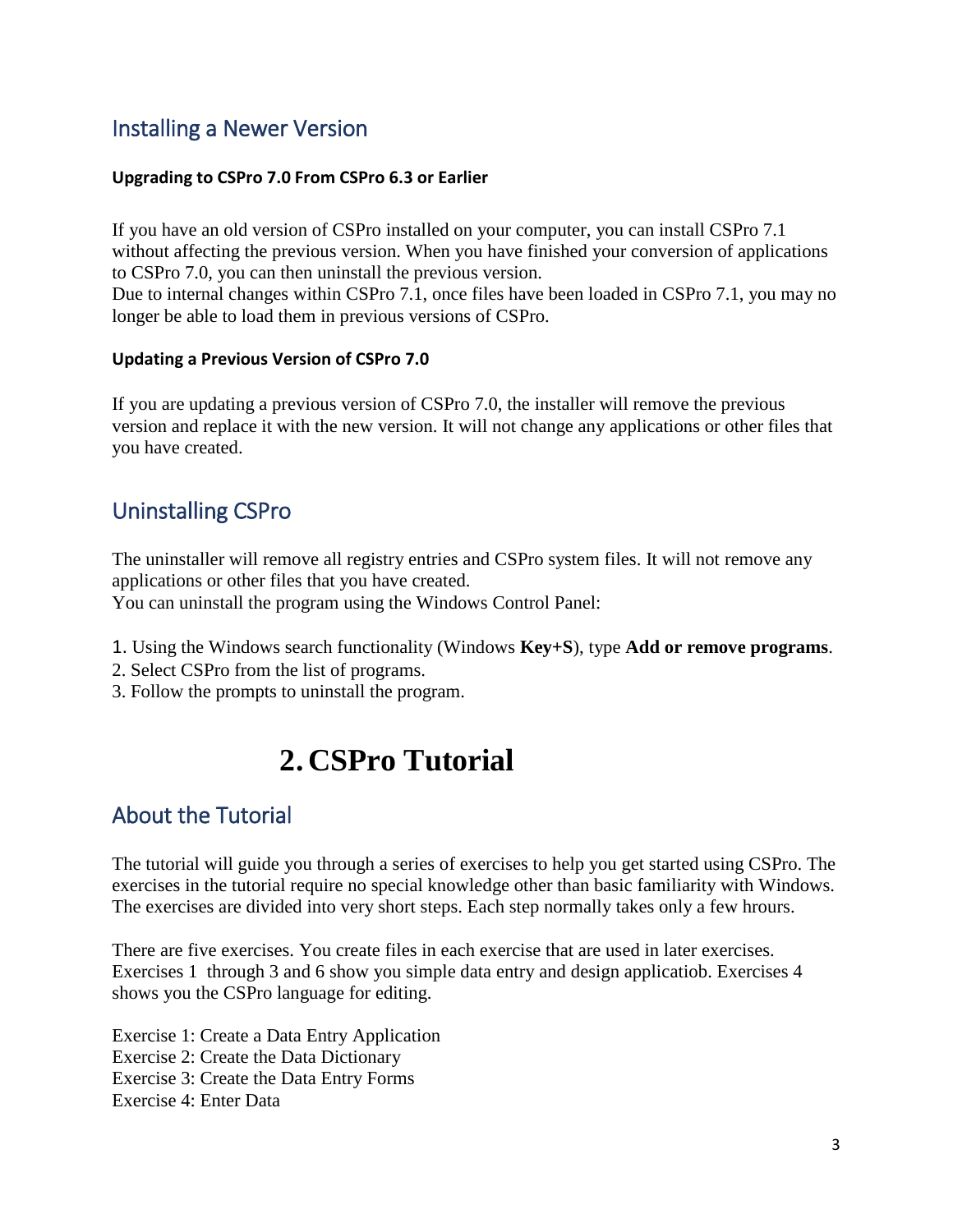## Installing a Newer Version

#### Upgrading to CSPro 7.0 From CSPro 6.3 or Earlier

If you have an old version of CSPro installed on your computer, you can install CSPro 7.1 without affecting the previous version. When you have finished your conversion of applications to CSPro 7.0, you can then uninstall the previous version.
Due to internal changes within CSPro 7.1, once files have been loaded in CSPro 7.1, you may no longer be able to load them in previous versions of CSPro.

#### Updating a Previous Version of CSPro 7.0

If you are updating a previous version of CSPro 7.0, the installer will remove the previous version and replace it with the new version. It will not change any applications or other files that you have created.

## Uninstalling CSPro

The uninstaller will remove all registry entries and CSPro system files. It will not remove any applications or other files that you have created.
You can uninstall the program using the Windows Control Panel:

1. Using the Windows search functionality (Windows **Key+S**), type **Add or remove programs**.
2. Select CSPro from the list of programs.
3. Follow the prompts to uninstall the program.

# 2. CSPro Tutorial

## About the Tutorial

The tutorial will guide you through a series of exercises to help you get started using CSPro. The exercises in the tutorial require no special knowledge other than basic familiarity with Windows. The exercises are divided into very short steps. Each step normally takes only a few hrours.

There are five exercises. You create files in each exercise that are used in later exercises. Exercises 1 through 3 and 6 show you simple data entry and design applicatiob. Exercises 4 shows you the CSPro language for editing.

Exercise 1: Create a Data Entry Application
Exercise 2: Create the Data Dictionary
Exercise 3: Create the Data Entry Forms
Exercise 4: Enter Data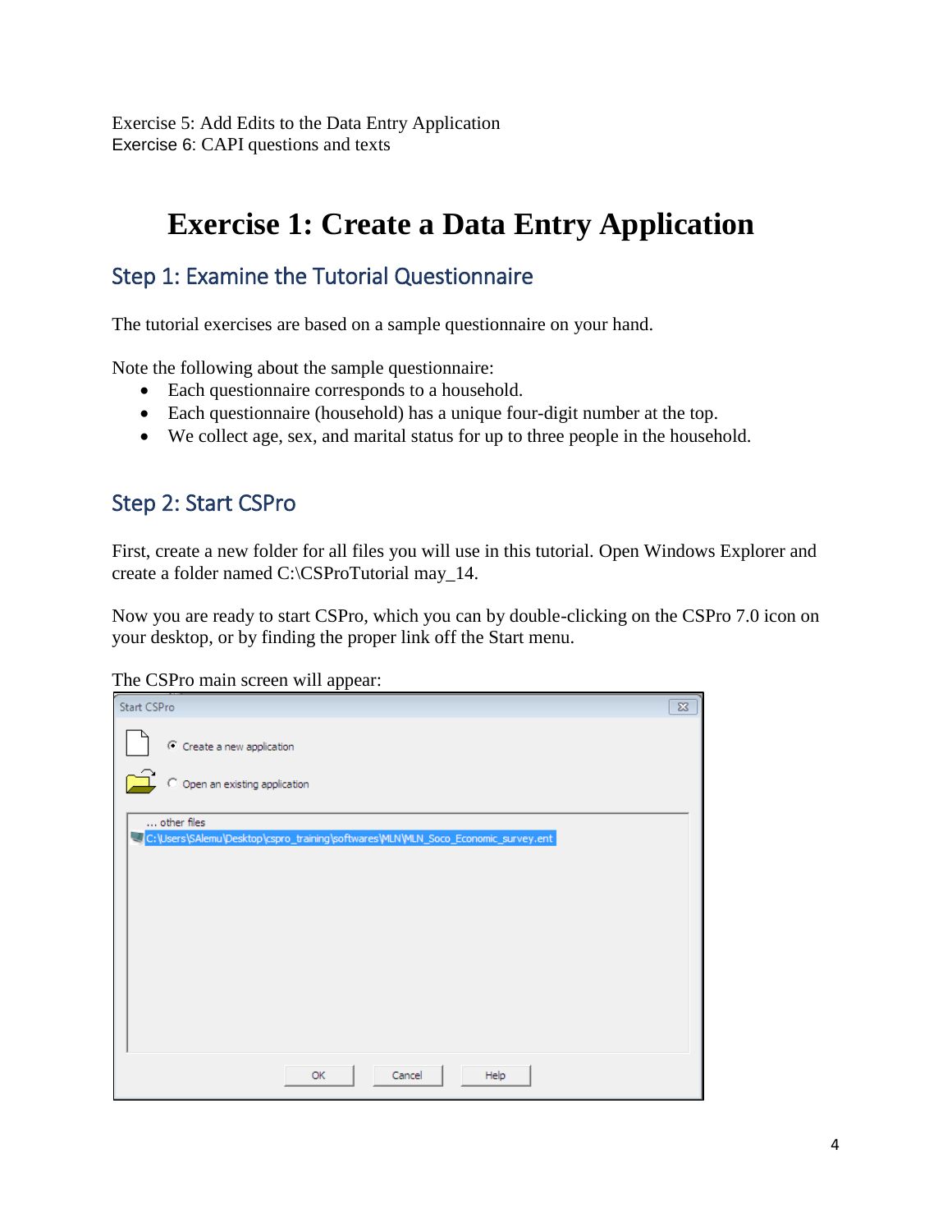Exercise 5: Add Edits to the Data Entry Application
Exercise 6: CAPI questions and texts

# Exercise 1: Create a Data Entry Application

## Step 1: Examine the Tutorial Questionnaire

The tutorial exercises are based on a sample questionnaire on your hand.

Note the following about the sample questionnaire:

- Each questionnaire corresponds to a household.
- Each questionnaire (household) has a unique four-digit number at the top.
- We collect age, sex, and marital status for up to three people in the household.

## Step 2: Start CSPro

First, create a new folder for all files you will use in this tutorial. Open Windows Explorer and create a folder named C:\CSProTutorial may_14.

Now you are ready to start CSPro, which you can by double-clicking on the CSPro 7.0 icon on your desktop, or by finding the proper link off the Start menu.

The CSPro main screen will appear: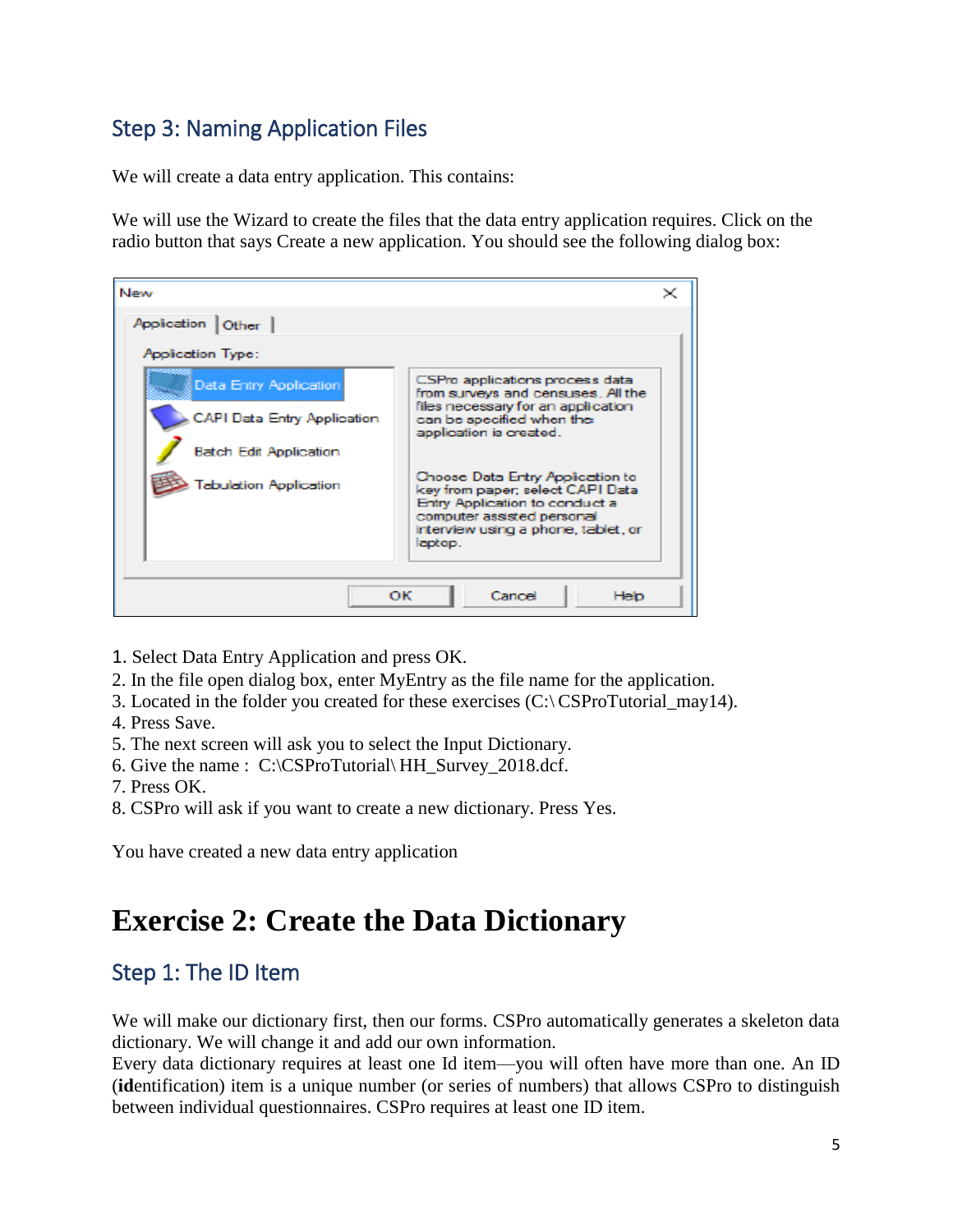## Step 3: Naming Application Files

We will create a data entry application. This contains:

We will use the Wizard to create the files that the data entry application requires. Click on the radio button that says Create a new application. You should see the following dialog box:

1. Select Data Entry Application and press OK.
2. In the file open dialog box, enter MyEntry as the file name for the application.
3. Located in the folder you created for these exercises (C:\ CSProTutorial_may14).
4. Press Save.
5. The next screen will ask you to select the Input Dictionary.
6. Give the name : C:\CSProTutorial\ HH_Survey_2018.dcf.
7. Press OK.
8. CSPro will ask if you want to create a new dictionary. Press Yes.

You have created a new data entry application

# Exercise 2: Create the Data Dictionary

## Step 1: The ID Item

We will make our dictionary first, then our forms. CSPro automatically generates a skeleton data dictionary. We will change it and add our own information.
Every data dictionary requires at least one Id item—you will often have more than one. An ID (**id**entification) item is a unique number (or series of numbers) that allows CSPro to distinguish between individual questionnaires. CSPro requires at least one ID item.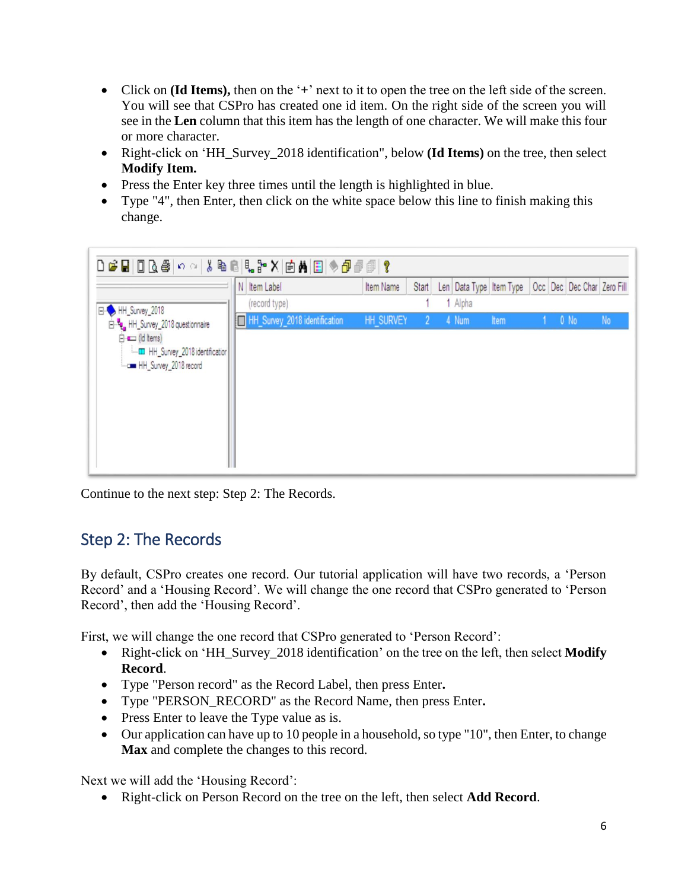- Click on **(Id Items),** then on the '+' next to it to open the tree on the left side of the screen. You will see that CSPro has created one id item. On the right side of the screen you will see in the **Len** column that this item has the length of one character. We will make this four or more character.
- Right-click on 'HH_Survey_2018 identification", below **(Id Items)** on the tree, then select **Modify Item.**
- Press the Enter key three times until the length is highlighted in blue.
- Type "4", then Enter, then click on the white space below this line to finish making this change.

Continue to the next step: Step 2: The Records.

## Step 2: The Records

By default, CSPro creates one record. Our tutorial application will have two records, a 'Person Record' and a 'Housing Record'. We will change the one record that CSPro generated to 'Person Record', then add the 'Housing Record'.

First, we will change the one record that CSPro generated to 'Person Record':

- Right-click on 'HH_Survey_2018 identification' on the tree on the left, then select **Modify Record**.
- Type "Person record" as the Record Label, then press Enter**.**
- Type "PERSON_RECORD" as the Record Name, then press Enter**.**
- Press Enter to leave the Type value as is.
- Our application can have up to 10 people in a household, so type "10", then Enter, to change **Max** and complete the changes to this record.

Next we will add the 'Housing Record':

- Right-click on Person Record on the tree on the left, then select **Add Record**.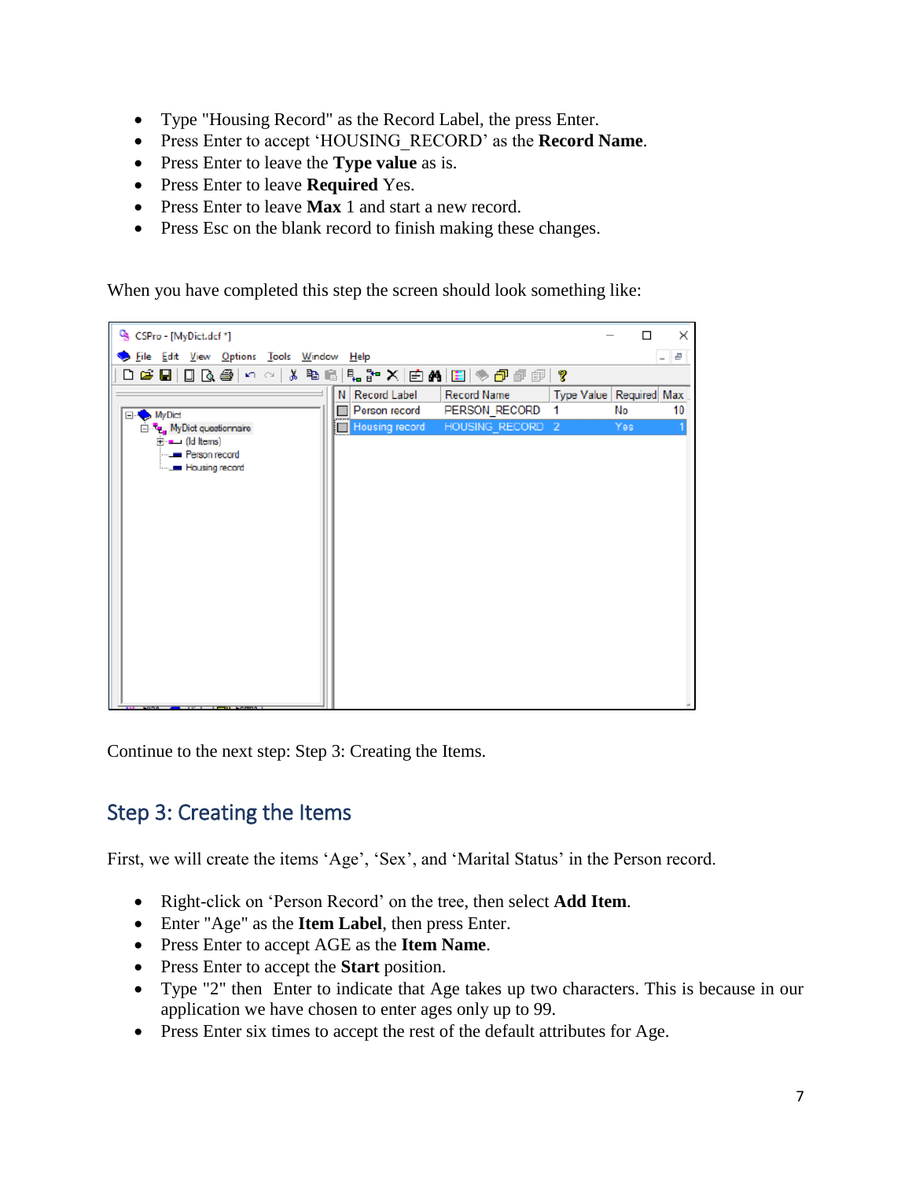- Type "Housing Record" as the Record Label, the press Enter.
- Press Enter to accept 'HOUSING_RECORD' as the **Record Name**.
- Press Enter to leave the **Type value** as is.
- Press Enter to leave **Required** Yes.
- Press Enter to leave **Max** 1 and start a new record.
- Press Esc on the blank record to finish making these changes.

When you have completed this step the screen should look something like:

Continue to the next step: Step 3: Creating the Items.

## Step 3: Creating the Items

First, we will create the items 'Age', 'Sex', and 'Marital Status' in the Person record.

- Right-click on 'Person Record' on the tree, then select **Add Item**.
- Enter "Age" as the **Item Label**, then press Enter.
- Press Enter to accept AGE as the **Item Name**.
- Press Enter to accept the **Start** position.
- Type "2" then Enter to indicate that Age takes up two characters. This is because in our application we have chosen to enter ages only up to 99.
- Press Enter six times to accept the rest of the default attributes for Age.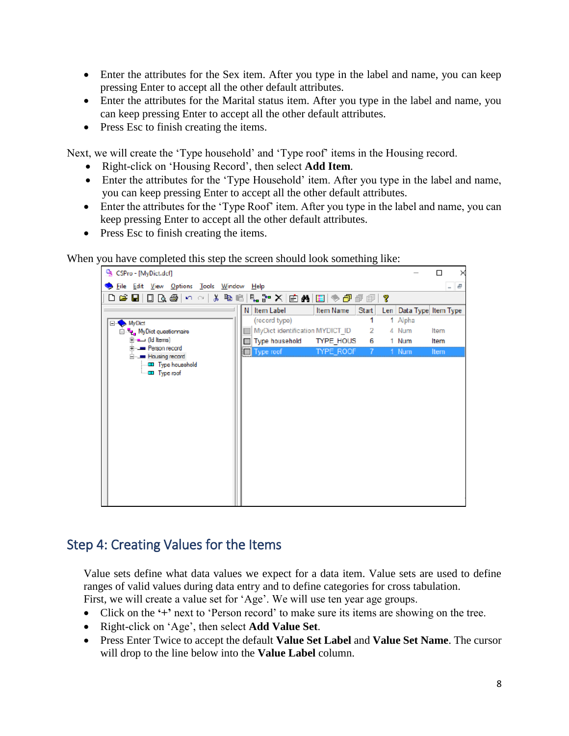- Enter the attributes for the Sex item. After you type in the label and name, you can keep pressing Enter to accept all the other default attributes.
- Enter the attributes for the Marital status item. After you type in the label and name, you can keep pressing Enter to accept all the other default attributes.
- Press Esc to finish creating the items.

Next, we will create the 'Type household' and 'Type roof' items in the Housing record.

- Right-click on 'Housing Record', then select **Add Item**.
- Enter the attributes for the 'Type Household' item. After you type in the label and name, you can keep pressing Enter to accept all the other default attributes.
- Enter the attributes for the 'Type Roof' item. After you type in the label and name, you can keep pressing Enter to accept all the other default attributes.
- Press Esc to finish creating the items.

When you have completed this step the screen should look something like:

## Step 4: Creating Values for the Items

Value sets define what data values we expect for a data item. Value sets are used to define ranges of valid values during data entry and to define categories for cross tabulation.
First, we will create a value set for 'Age'. We will use ten year age groups.

- Click on the '+' next to 'Person record' to make sure its items are showing on the tree.
- Right-click on 'Age', then select **Add Value Set**.
- Press Enter Twice to accept the default **Value Set Label** and **Value Set Name**. The cursor will drop to the line below into the **Value Label** column.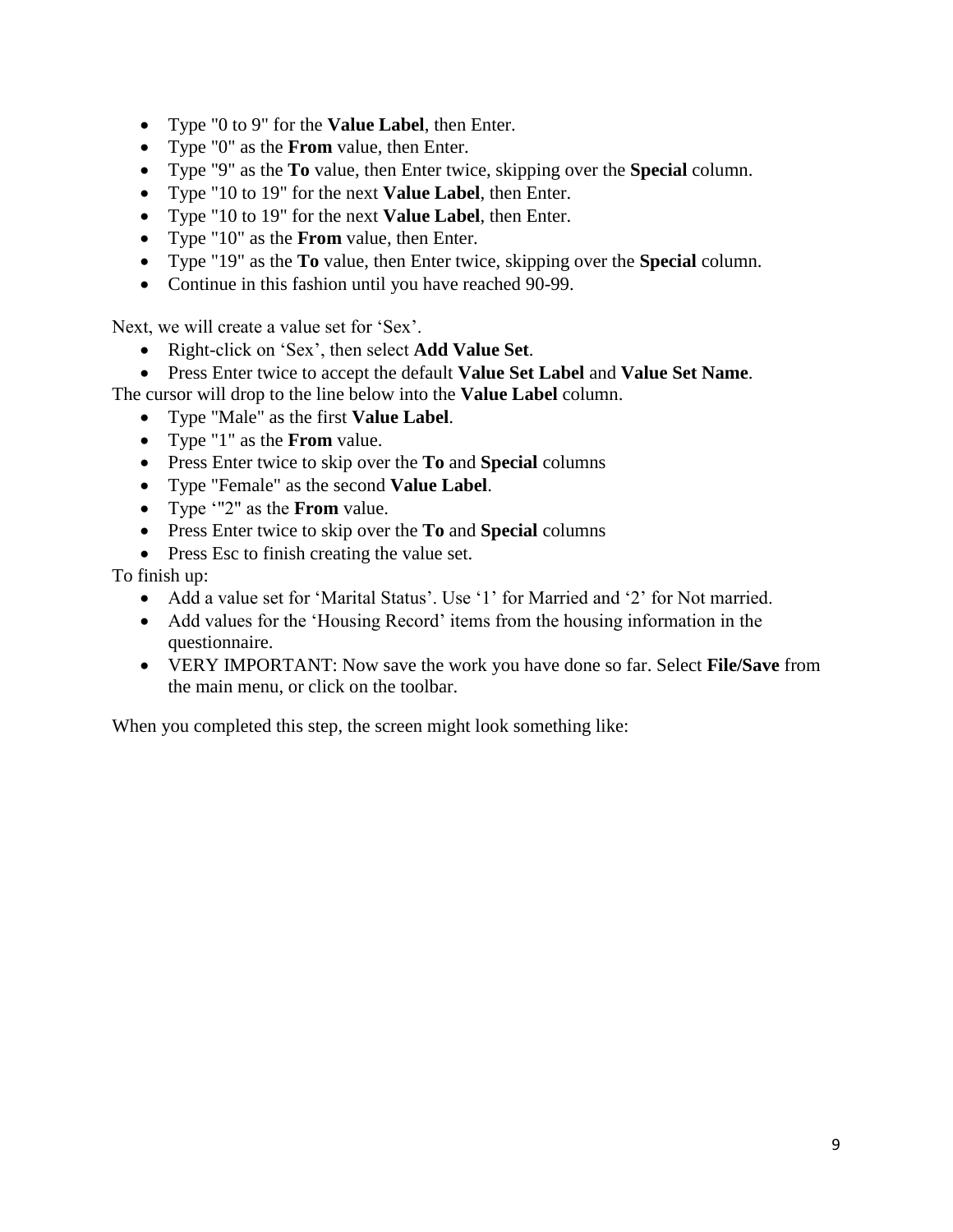- Type "0 to 9" for the **Value Label**, then Enter.
- Type "0" as the **From** value, then Enter.
- Type "9" as the **To** value, then Enter twice, skipping over the **Special** column.
- Type "10 to 19" for the next **Value Label**, then Enter.
- Type "10 to 19" for the next **Value Label**, then Enter.
- Type "10" as the **From** value, then Enter.
- Type "19" as the **To** value, then Enter twice, skipping over the **Special** column.
- Continue in this fashion until you have reached 90-99.

Next, we will create a value set for ‘Sex’.

- Right-click on ‘Sex’, then select **Add Value Set**.
- Press Enter twice to accept the default **Value Set Label** and **Value Set Name**.

The cursor will drop to the line below into the **Value Label** column.

- Type "Male" as the first **Value Label**.
- Type "1" as the **From** value.
- Press Enter twice to skip over the **To** and **Special** columns
- Type "Female" as the second **Value Label**.
- Type ‘"2" as the **From** value.
- Press Enter twice to skip over the **To** and **Special** columns
- Press Esc to finish creating the value set.

To finish up:

- Add a value set for ‘Marital Status’. Use ‘1’ for Married and ‘2’ for Not married.
- Add values for the ‘Housing Record’ items from the housing information in the questionnaire.
- VERY IMPORTANT: Now save the work you have done so far. Select **File/Save** from the main menu, or click on the toolbar.

When you completed this step, the screen might look something like: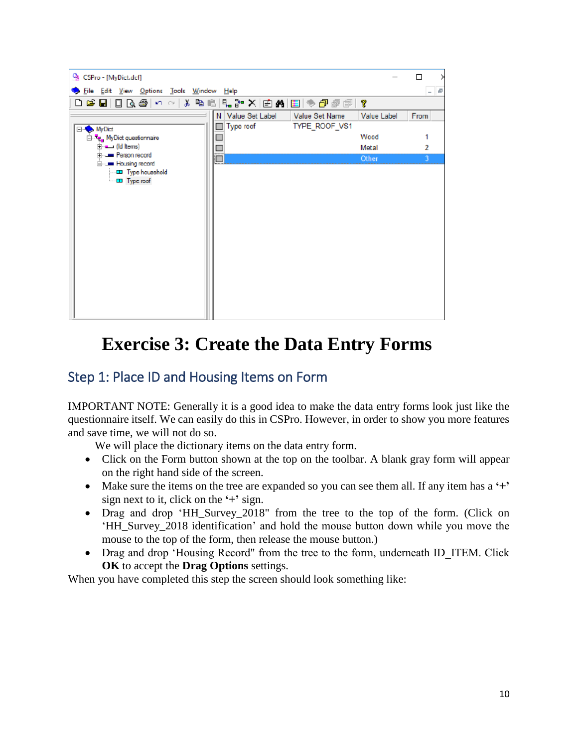# Exercise 3: Create the Data Entry Forms

## Step 1: Place ID and Housing Items on Form

IMPORTANT NOTE: Generally it is a good idea to make the data entry forms look just like the questionnaire itself. We can easily do this in CSPro. However, in order to show you more features and save time, we will not do so.

We will place the dictionary items on the data entry form.

- Click on the Form button shown at the top on the toolbar. A blank gray form will appear on the right hand side of the screen.
- Make sure the items on the tree are expanded so you can see them all. If any item has a '+' sign next to it, click on the '+' sign.
- Drag and drop 'HH_Survey_2018" from the tree to the top of the form. (Click on 'HH_Survey_2018 identification' and hold the mouse button down while you move the mouse to the top of the form, then release the mouse button.)
- Drag and drop 'Housing Record" from the tree to the form, underneath ID_ITEM. Click **OK** to accept the **Drag Options** settings.

When you have completed this step the screen should look something like: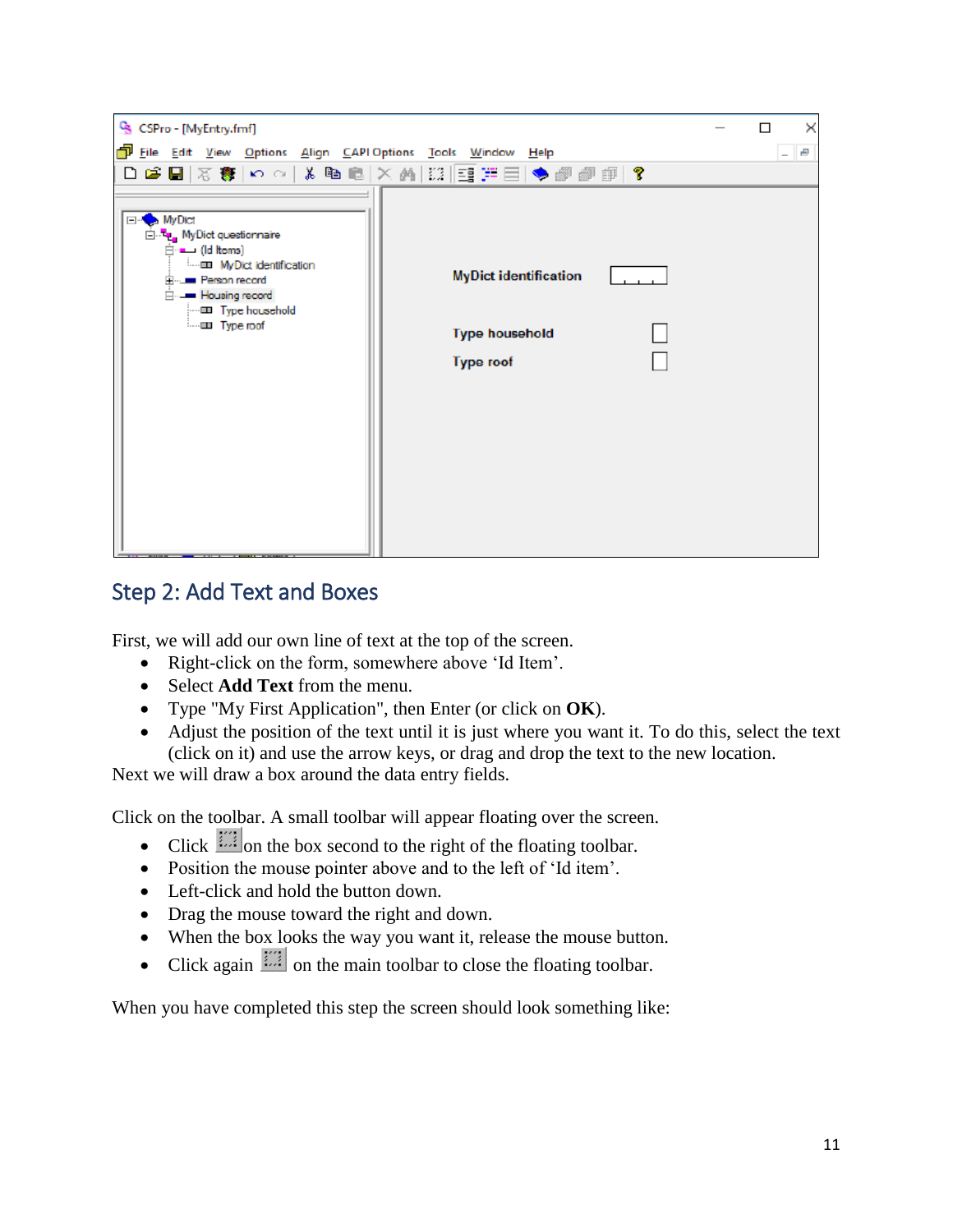## Step 2: Add Text and Boxes

First, we will add our own line of text at the top of the screen.

- Right-click on the form, somewhere above 'Id Item'.
- Select **Add Text** from the menu.
- Type "My First Application", then Enter (or click on **OK**).
- Adjust the position of the text until it is just where you want it. To do this, select the text (click on it) and use the arrow keys, or drag and drop the text to the new location.

Next we will draw a box around the data entry fields.

Click on the toolbar. A small toolbar will appear floating over the screen.

- Click on the box second to the right of the floating toolbar.
- Position the mouse pointer above and to the left of 'Id item'.
- Left-click and hold the button down.
- Drag the mouse toward the right and down.
- When the box looks the way you want it, release the mouse button.
- Click again on the main toolbar to close the floating toolbar.

When you have completed this step the screen should look something like: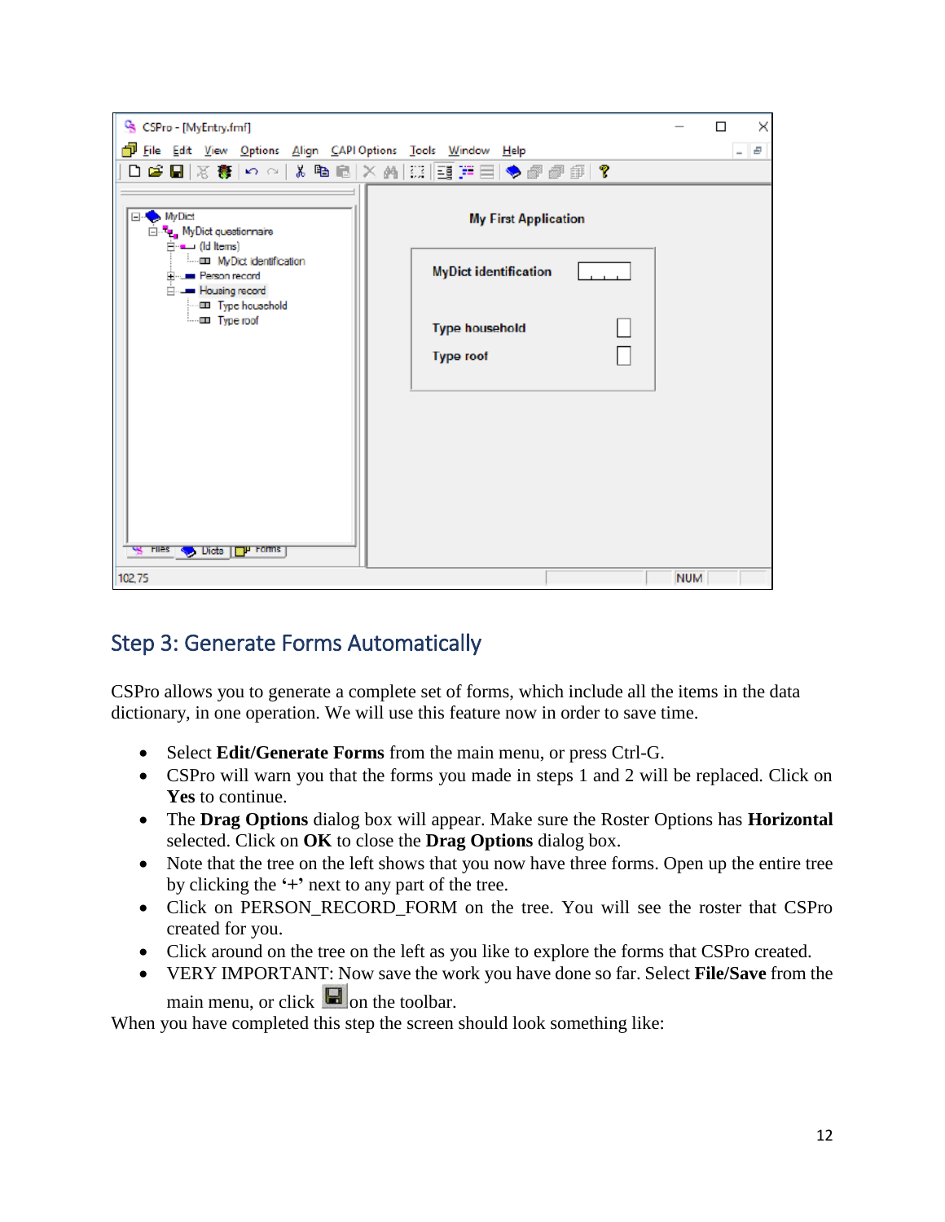## Step 3: Generate Forms Automatically

CSPro allows you to generate a complete set of forms, which include all the items in the data dictionary, in one operation. We will use this feature now in order to save time.

- Select **Edit/Generate Forms** from the main menu, or press Ctrl-G.
- CSPro will warn you that the forms you made in steps 1 and 2 will be replaced. Click on **Yes** to continue.
- The **Drag Options** dialog box will appear. Make sure the Roster Options has **Horizontal** selected. Click on **OK** to close the **Drag Options** dialog box.
- Note that the tree on the left shows that you now have three forms. Open up the entire tree by clicking the '+' next to any part of the tree.
- Click on PERSON_RECORD_FORM on the tree. You will see the roster that CSPro created for you.
- Click around on the tree on the left as you like to explore the forms that CSPro created.
- VERY IMPORTANT: Now save the work you have done so far. Select **File/Save** from the main menu, or click on the toolbar.

When you have completed this step the screen should look something like: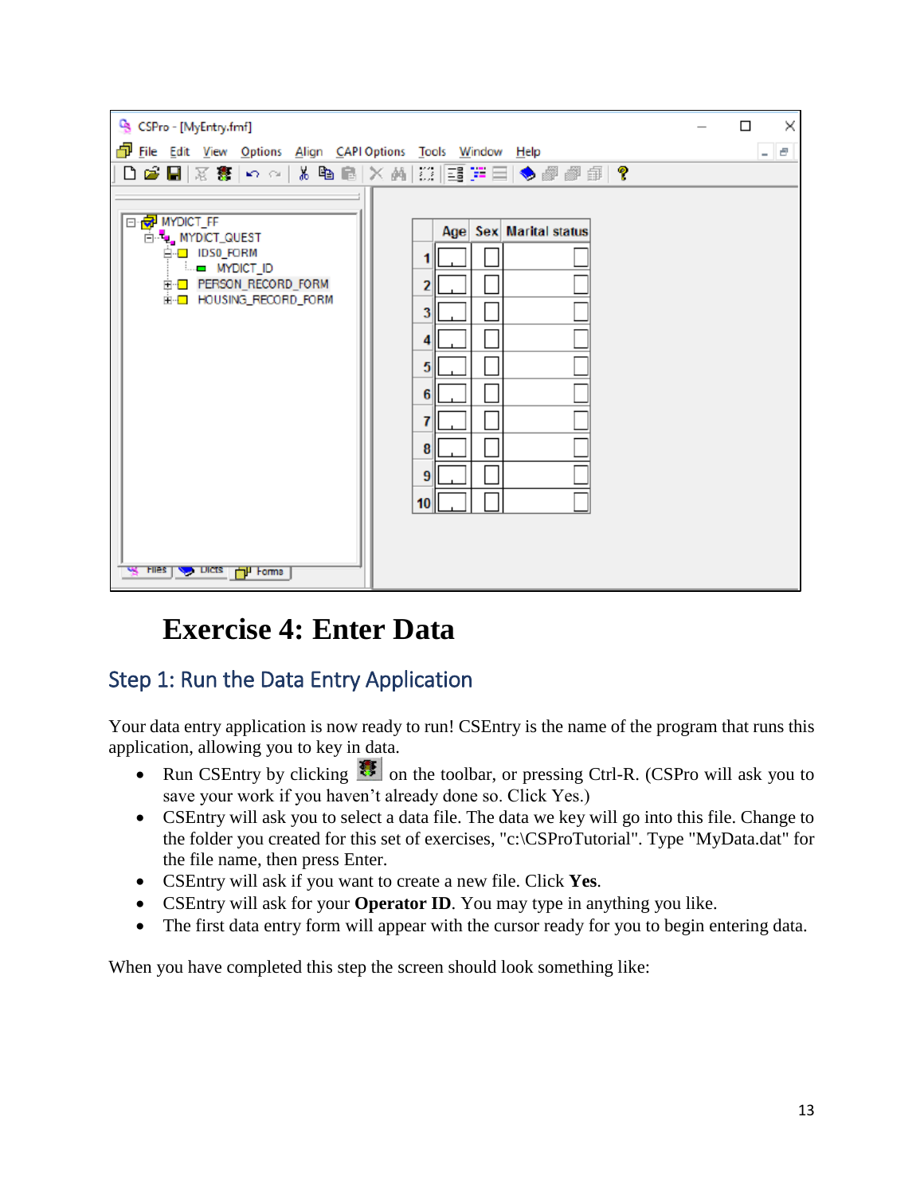# Exercise 4: Enter Data

## Step 1: Run the Data Entry Application

Your data entry application is now ready to run! CSEntry is the name of the program that runs this application, allowing you to key in data.

- Run CSEntry by clicking on the toolbar, or pressing Ctrl-R. (CSPro will ask you to save your work if you haven't already done so. Click Yes.)
- CSEntry will ask you to select a data file. The data we key will go into this file. Change to the folder you created for this set of exercises, "c:\CSProTutorial". Type "MyData.dat" for the file name, then press Enter.
- CSEntry will ask if you want to create a new file. Click **Yes**.
- CSEntry will ask for your **Operator ID**. You may type in anything you like.
- The first data entry form will appear with the cursor ready for you to begin entering data.

When you have completed this step the screen should look something like: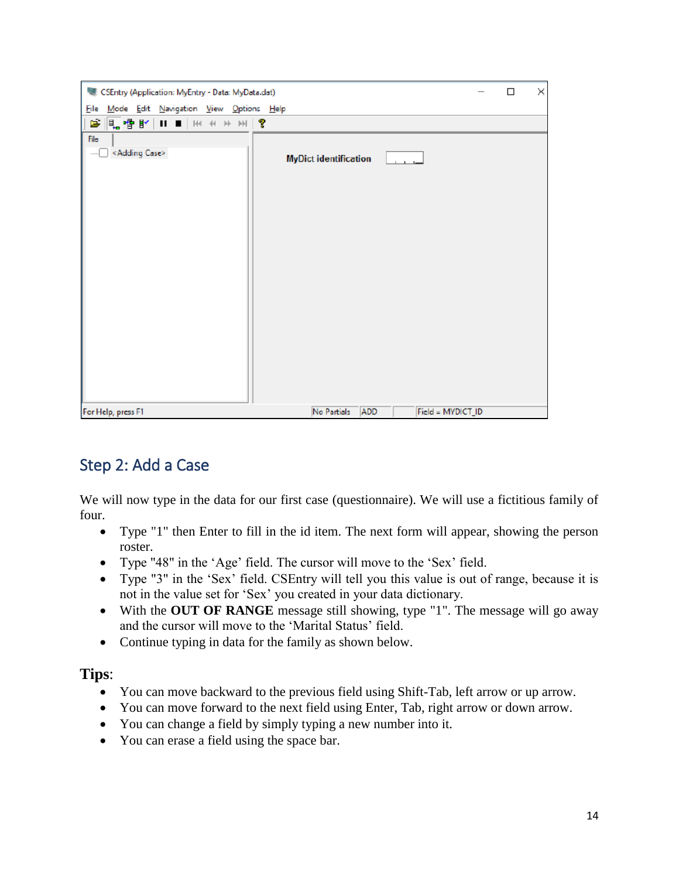## Step 2: Add a Case

We will now type in the data for our first case (questionnaire). We will use a fictitious family of four.

- Type "1" then Enter to fill in the id item. The next form will appear, showing the person roster.
- Type "48" in the ‘Age’ field. The cursor will move to the ‘Sex’ field.
- Type "3" in the ‘Sex’ field. CSEntry will tell you this value is out of range, because it is not in the value set for ‘Sex’ you created in your data dictionary.
- With the **OUT OF RANGE** message still showing, type "1". The message will go away and the cursor will move to the ‘Marital Status’ field.
- Continue typing in data for the family as shown below.

**Tips**:

- You can move backward to the previous field using Shift-Tab, left arrow or up arrow.
- You can move forward to the next field using Enter, Tab, right arrow or down arrow.
- You can change a field by simply typing a new number into it.
- You can erase a field using the space bar.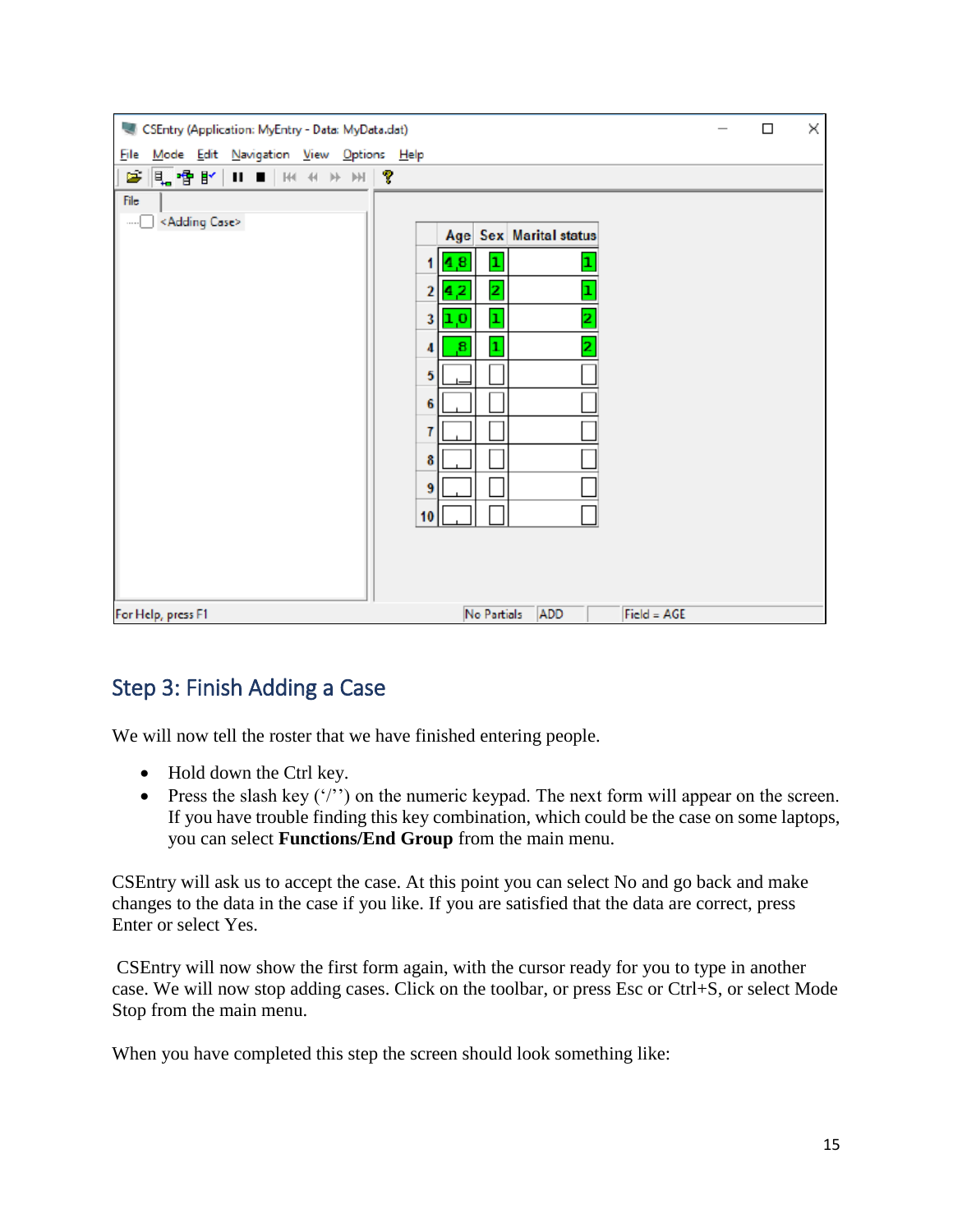## Step 3: Finish Adding a Case

We will now tell the roster that we have finished entering people.

- Hold down the Ctrl key.
- Press the slash key (‘/’’) on the numeric keypad. The next form will appear on the screen. If you have trouble finding this key combination, which could be the case on some laptops, you can select **Functions/End Group** from the main menu.

CSEntry will ask us to accept the case. At this point you can select No and go back and make changes to the data in the case if you like. If you are satisfied that the data are correct, press Enter or select Yes.

CSEntry will now show the first form again, with the cursor ready for you to type in another case. We will now stop adding cases. Click on the toolbar, or press Esc or Ctrl+S, or select Mode Stop from the main menu.

When you have completed this step the screen should look something like: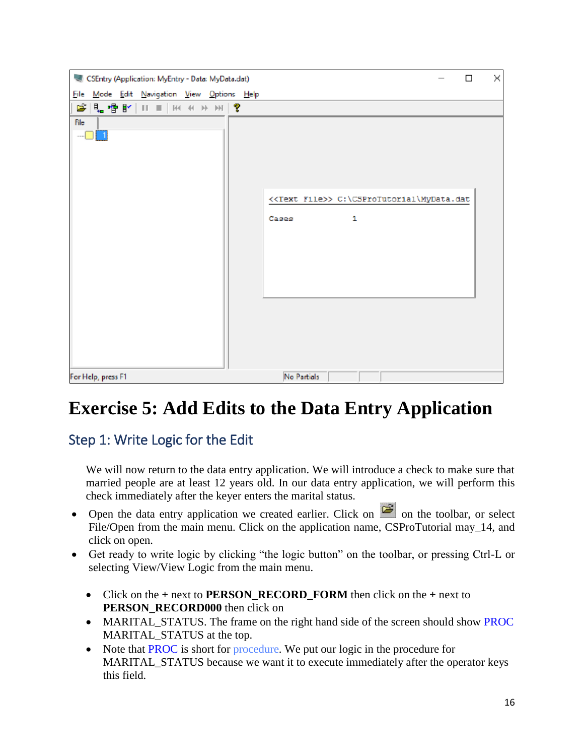# Exercise 5: Add Edits to the Data Entry Application

## Step 1: Write Logic for the Edit

We will now return to the data entry application. We will introduce a check to make sure that married people are at least 12 years old. In our data entry application, we will perform this check immediately after the keyer enters the marital status.

- Open the data entry application we created earlier. Click on the toolbar, or select File/Open from the main menu. Click on the application name, CSProTutorial may_14, and click on open.
- Get ready to write logic by clicking "the logic button" on the toolbar, or pressing Ctrl-L or selecting View/View Logic from the main menu.

  - Click on the + next to **PERSON_RECORD_FORM** then click on the + next to **PERSON_RECORD000** then click on
  - MARITAL_STATUS. The frame on the right hand side of the screen should show PROC MARITAL_STATUS at the top.
  - Note that PROC is short for procedure. We put our logic in the procedure for MARITAL_STATUS because we want it to execute immediately after the operator keys this field.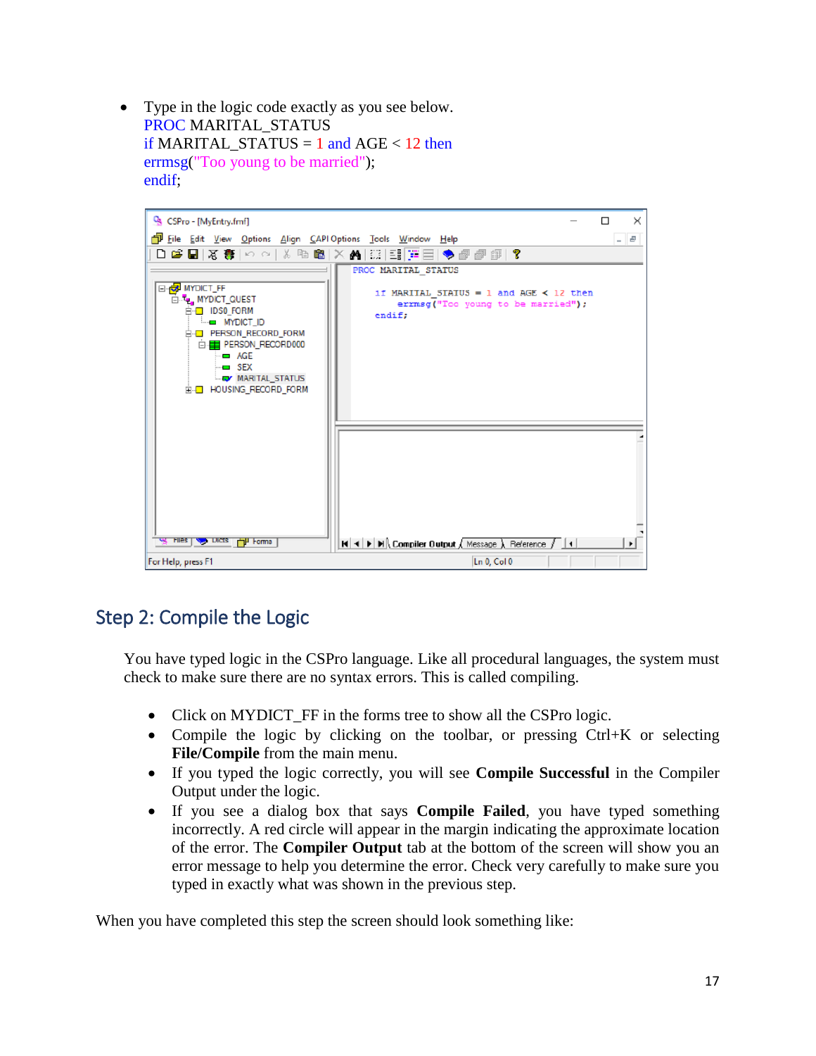- Type in the logic code exactly as you see below.

```
PROC MARITAL_STATUS
if MARITAL_STATUS = 1 and AGE < 12 then
errmsg("Too young to be married");
endif;
```

## Step 2: Compile the Logic

You have typed logic in the CSPro language. Like all procedural languages, the system must check to make sure there are no syntax errors. This is called compiling.

- Click on MYDICT_FF in the forms tree to show all the CSPro logic.
- Compile the logic by clicking on the toolbar, or pressing Ctrl+K or selecting **File/Compile** from the main menu.
- If you typed the logic correctly, you will see **Compile Successful** in the Compiler Output under the logic.
- If you see a dialog box that says **Compile Failed**, you have typed something incorrectly. A red circle will appear in the margin indicating the approximate location of the error. The **Compiler Output** tab at the bottom of the screen will show you an error message to help you determine the error. Check very carefully to make sure you typed in exactly what was shown in the previous step.

When you have completed this step the screen should look something like: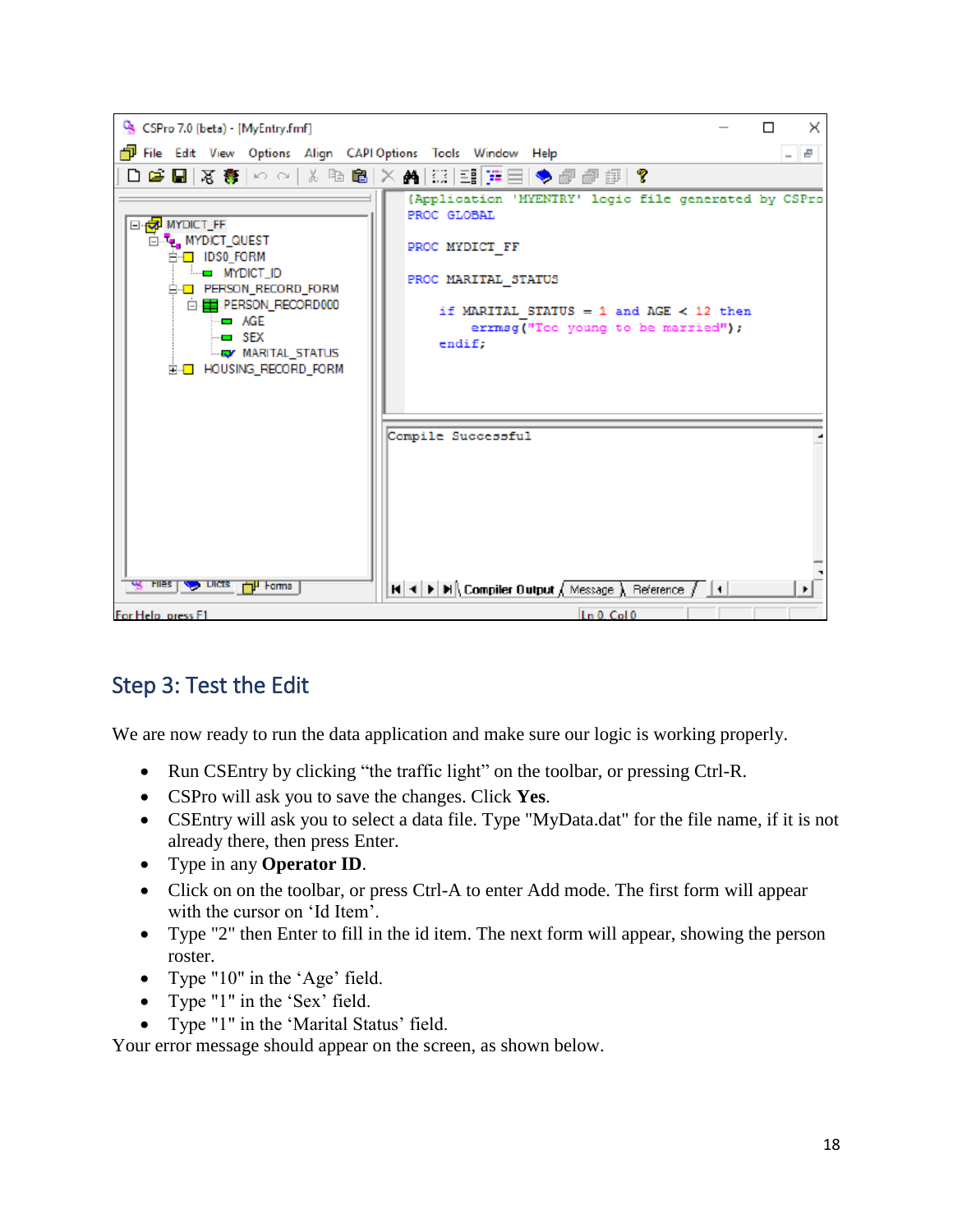## Step 3: Test the Edit

We are now ready to run the data application and make sure our logic is working properly.

- Run CSEntry by clicking “the traffic light” on the toolbar, or pressing Ctrl-R.
- CSPro will ask you to save the changes. Click **Yes**.
- CSEntry will ask you to select a data file. Type "MyData.dat" for the file name, if it is not already there, then press Enter.
- Type in any **Operator ID**.
- Click on on the toolbar, or press Ctrl-A to enter Add mode. The first form will appear with the cursor on ‘Id Item’.
- Type "2" then Enter to fill in the id item. The next form will appear, showing the person roster.
- Type "10" in the ‘Age’ field.
- Type "1" in the ‘Sex’ field.
- Type "1" in the ‘Marital Status’ field.

Your error message should appear on the screen, as shown below.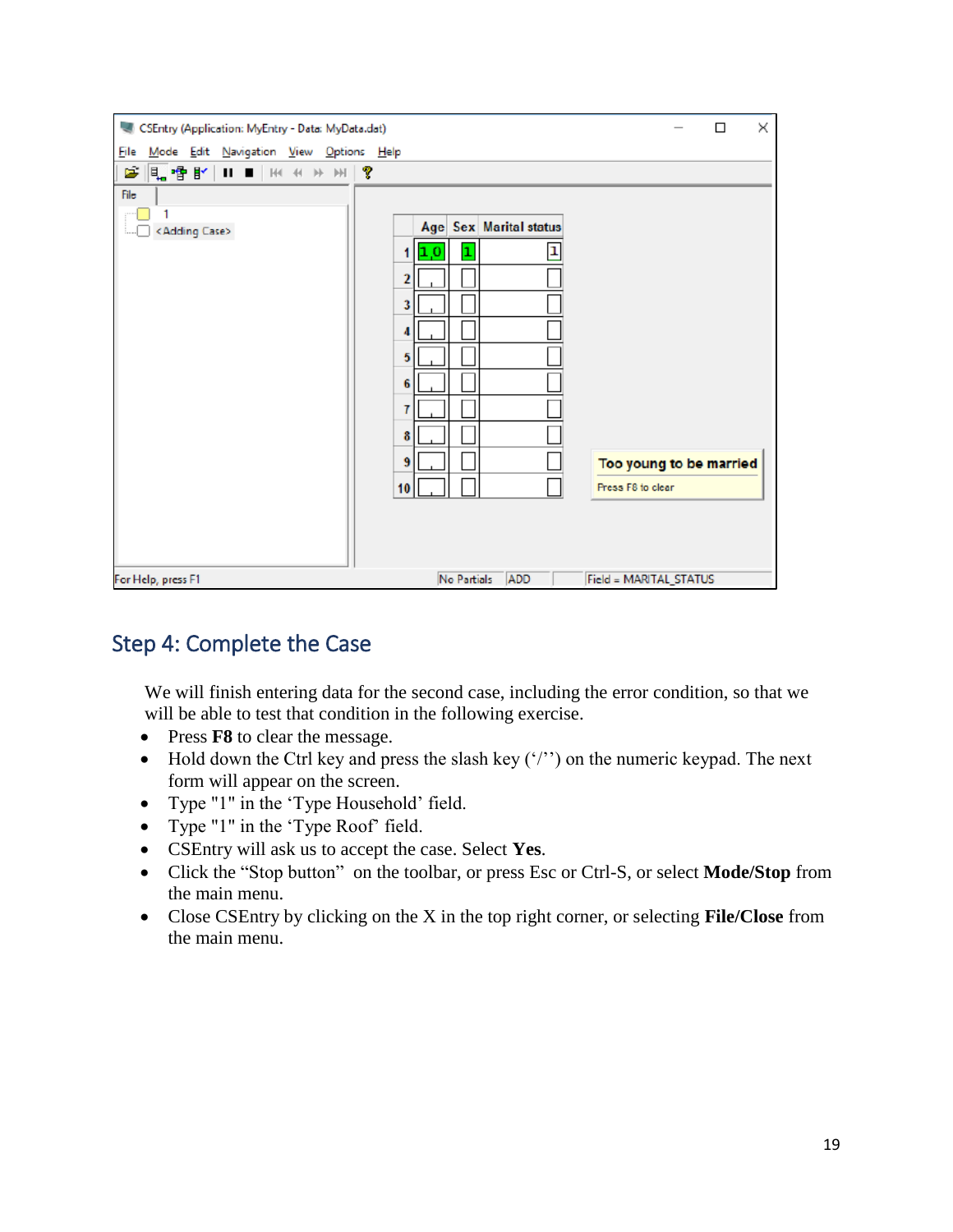## Step 4: Complete the Case

We will finish entering data for the second case, including the error condition, so that we will be able to test that condition in the following exercise.

- Press **F8** to clear the message.
- Hold down the Ctrl key and press the slash key ('/'') on the numeric keypad. The next form will appear on the screen.
- Type "1" in the 'Type Household' field.
- Type "1" in the 'Type Roof' field.
- CSEntry will ask us to accept the case. Select **Yes**.
- Click the "Stop button" on the toolbar, or press Esc or Ctrl-S, or select **Mode/Stop** from the main menu.
- Close CSEntry by clicking on the X in the top right corner, or selecting **File/Close** from the main menu.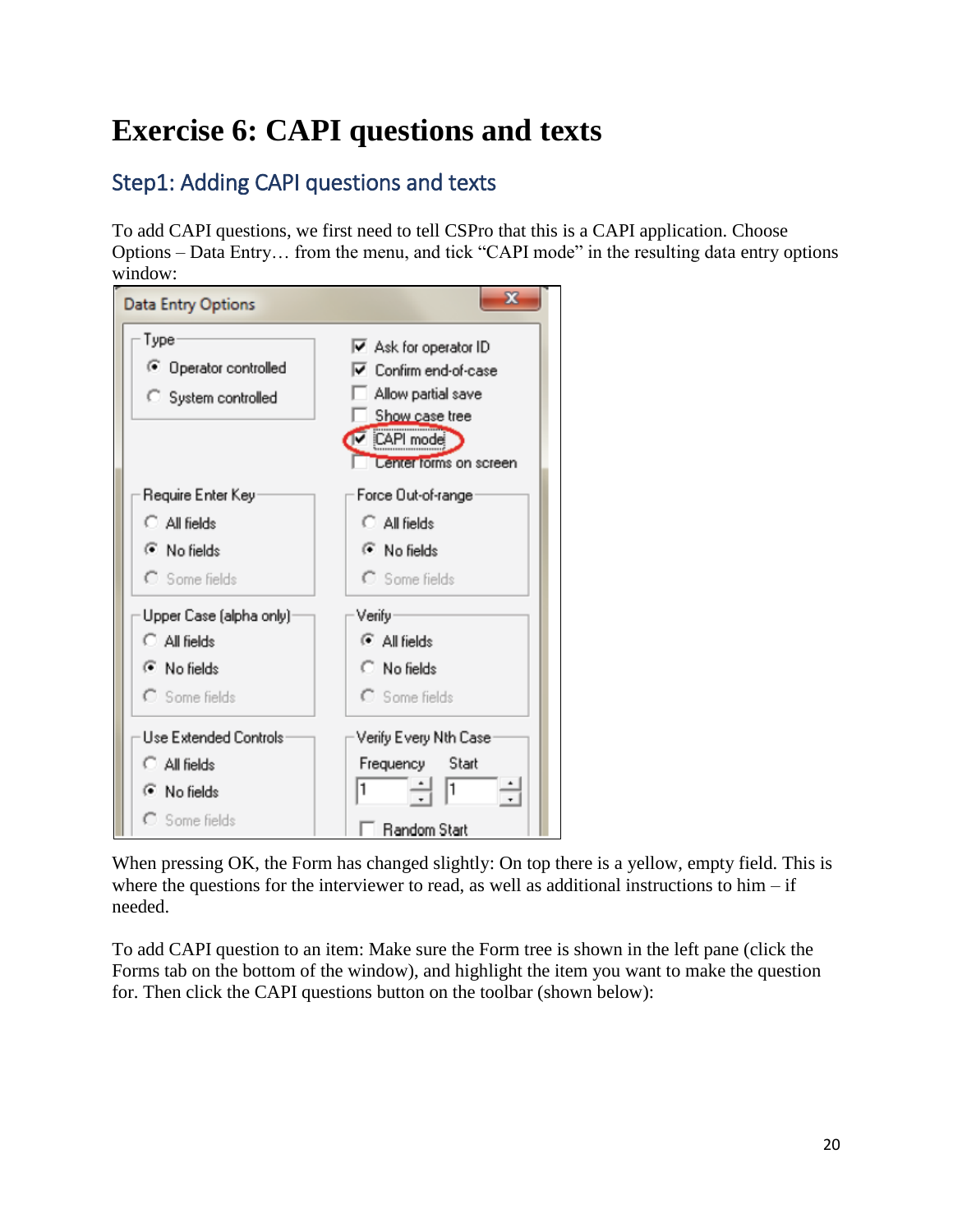# Exercise 6: CAPI questions and texts

## Step1: Adding CAPI questions and texts

To add CAPI questions, we first need to tell CSPro that this is a CAPI application. Choose Options – Data Entry… from the menu, and tick "CAPI mode" in the resulting data entry options window:

When pressing OK, the Form has changed slightly: On top there is a yellow, empty field. This is where the questions for the interviewer to read, as well as additional instructions to him – if needed.

To add CAPI question to an item: Make sure the Form tree is shown in the left pane (click the Forms tab on the bottom of the window), and highlight the item you want to make the question for. Then click the CAPI questions button on the toolbar (shown below):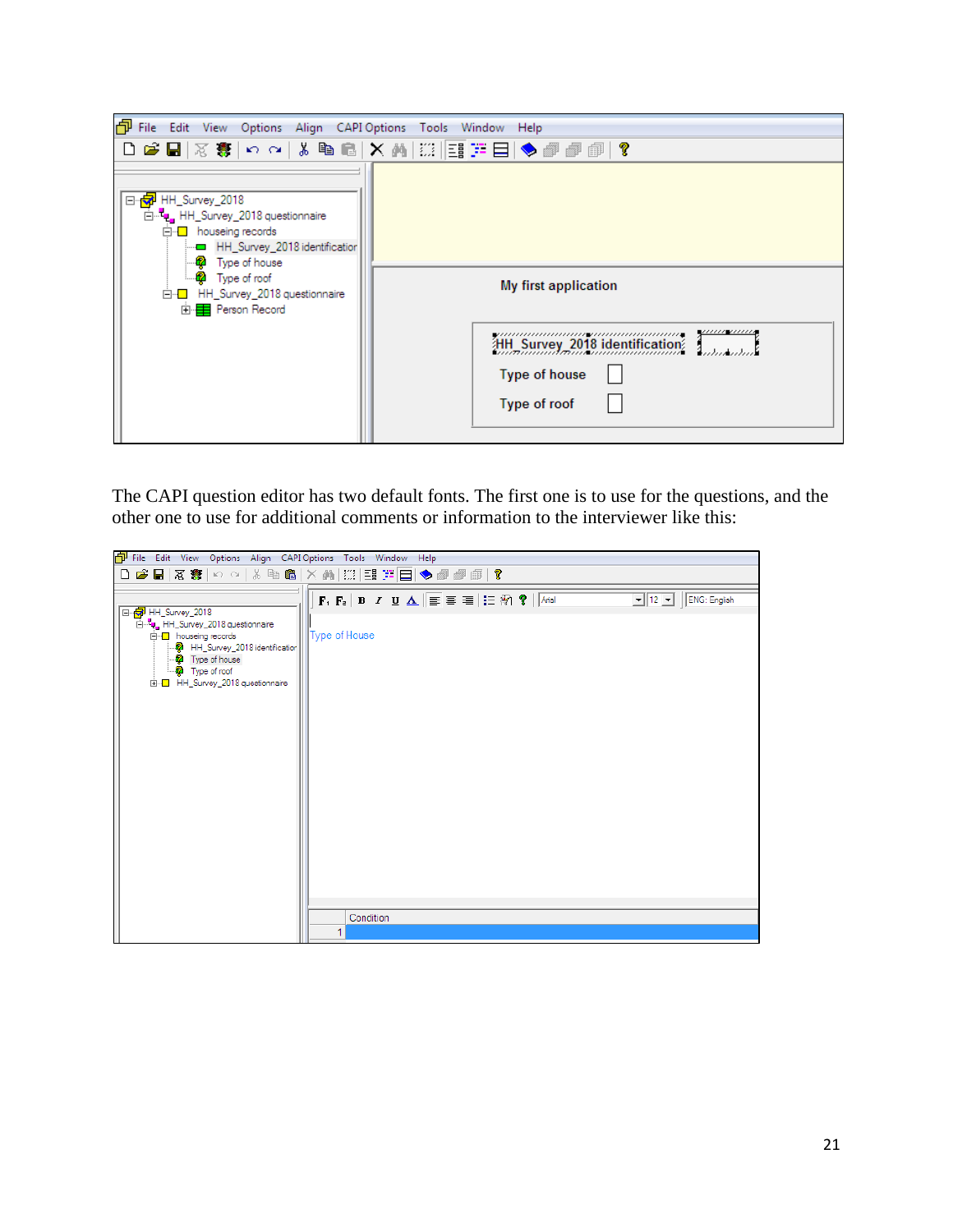The CAPI question editor has two default fonts. The first one is to use for the questions, and the other one to use for additional comments or information to the interviewer like this: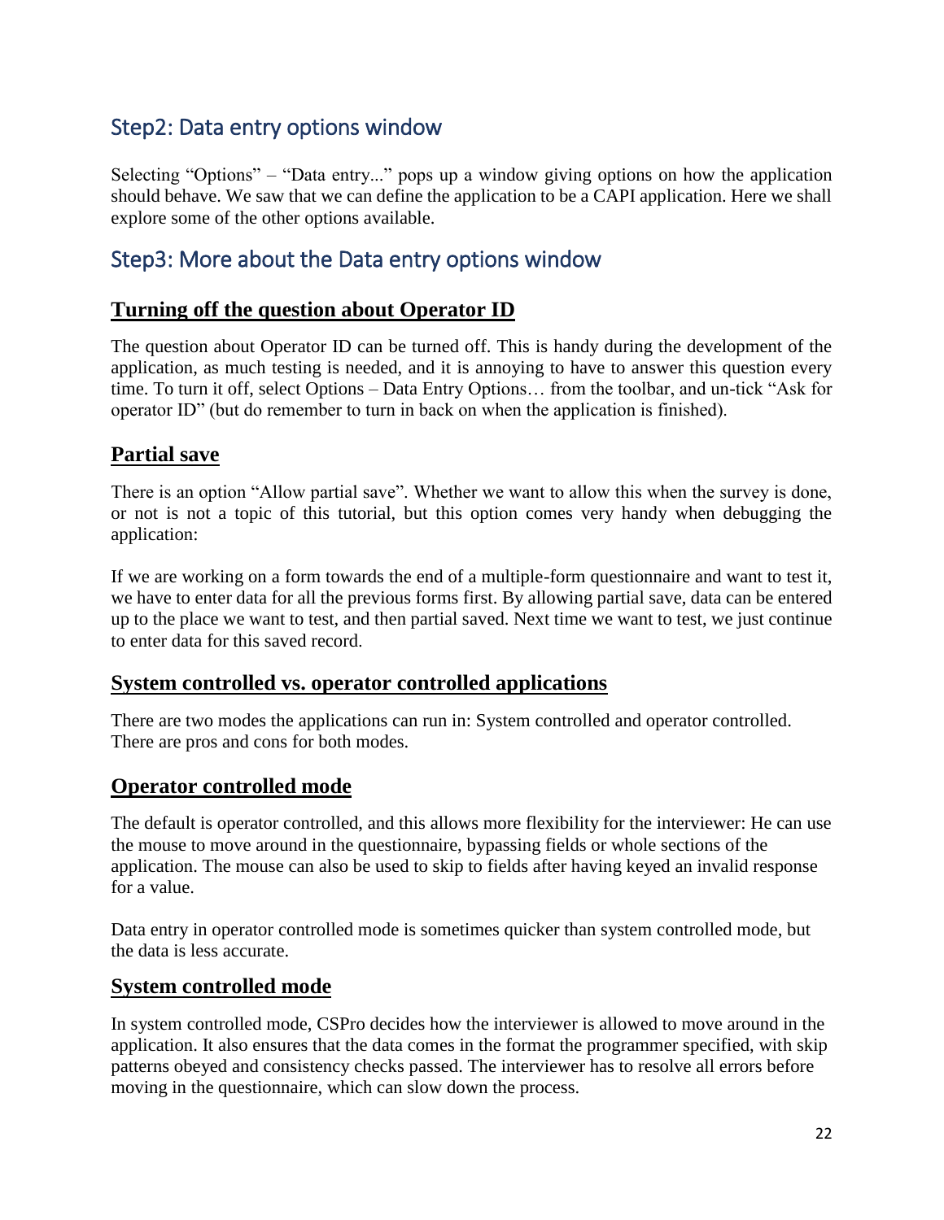## Step2: Data entry options window

Selecting "Options" – "Data entry..." pops up a window giving options on how the application should behave. We saw that we can define the application to be a CAPI application. Here we shall explore some of the other options available.

## Step3: More about the Data entry options window

### Turning off the question about Operator ID

The question about Operator ID can be turned off. This is handy during the development of the application, as much testing is needed, and it is annoying to have to answer this question every time. To turn it off, select Options – Data Entry Options… from the toolbar, and un-tick "Ask for operator ID" (but do remember to turn in back on when the application is finished).

### Partial save

There is an option "Allow partial save". Whether we want to allow this when the survey is done, or not is not a topic of this tutorial, but this option comes very handy when debugging the application:

If we are working on a form towards the end of a multiple-form questionnaire and want to test it, we have to enter data for all the previous forms first. By allowing partial save, data can be entered up to the place we want to test, and then partial saved. Next time we want to test, we just continue to enter data for this saved record.

### System controlled vs. operator controlled applications

There are two modes the applications can run in: System controlled and operator controlled. There are pros and cons for both modes.

### Operator controlled mode

The default is operator controlled, and this allows more flexibility for the interviewer: He can use the mouse to move around in the questionnaire, bypassing fields or whole sections of the application. The mouse can also be used to skip to fields after having keyed an invalid response for a value.

Data entry in operator controlled mode is sometimes quicker than system controlled mode, but the data is less accurate.

### System controlled mode

In system controlled mode, CSPro decides how the interviewer is allowed to move around in the application. It also ensures that the data comes in the format the programmer specified, with skip patterns obeyed and consistency checks passed. The interviewer has to resolve all errors before moving in the questionnaire, which can slow down the process.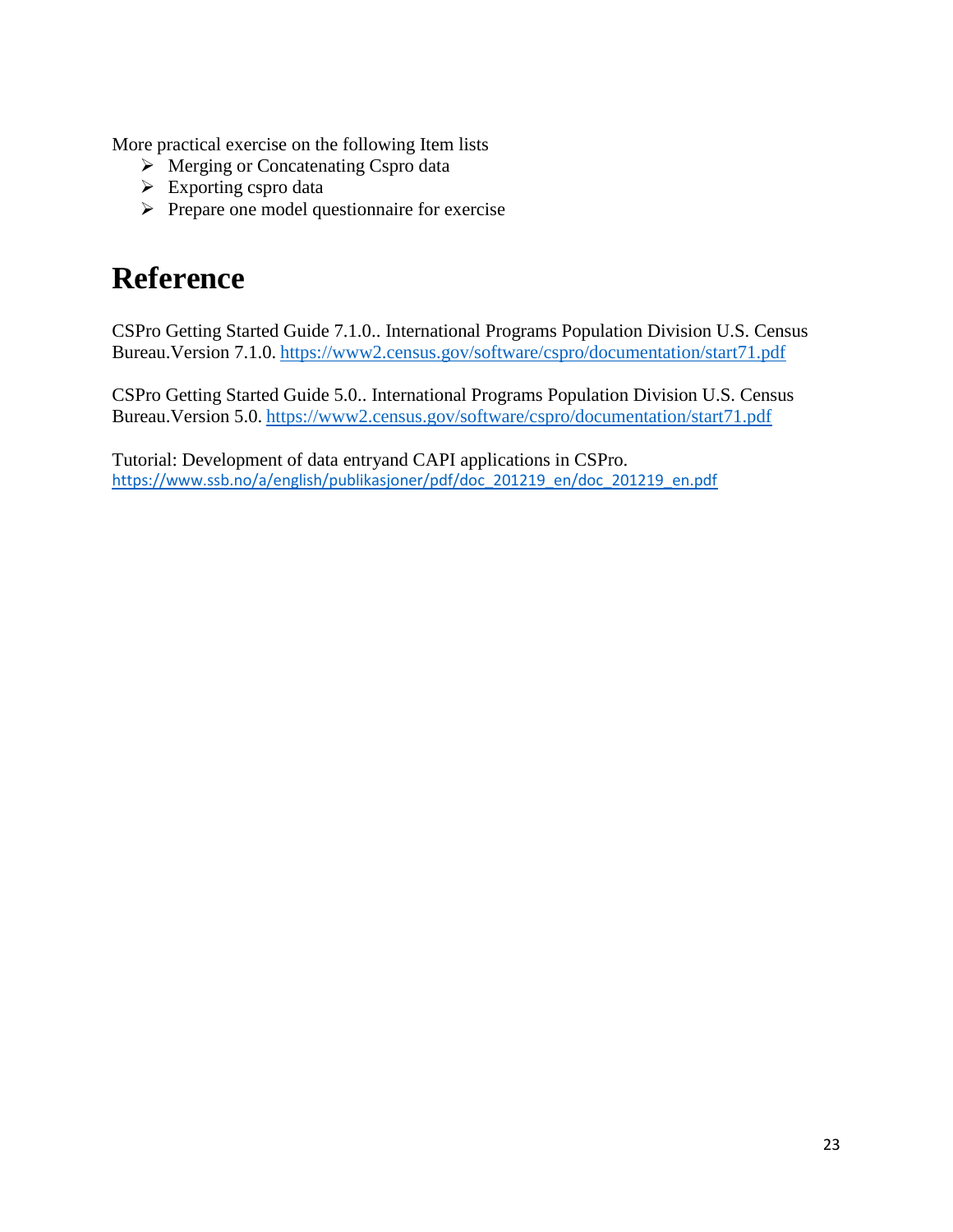More practical exercise on the following Item lists

- Merging or Concatenating Cspro data
- Exporting cspro data
- Prepare one model questionnaire for exercise

# Reference

CSPro Getting Started Guide 7.1.0.. International Programs Population Division U.S. Census Bureau.Version 7.1.0. https://www2.census.gov/software/cspro/documentation/start71.pdf

CSPro Getting Started Guide 5.0.. International Programs Population Division U.S. Census Bureau.Version 5.0. https://www2.census.gov/software/cspro/documentation/start71.pdf

Tutorial: Development of data entryand CAPI applications in CSPro. https://www.ssb.no/a/english/publikasjoner/pdf/doc_201219_en/doc_201219_en.pdf